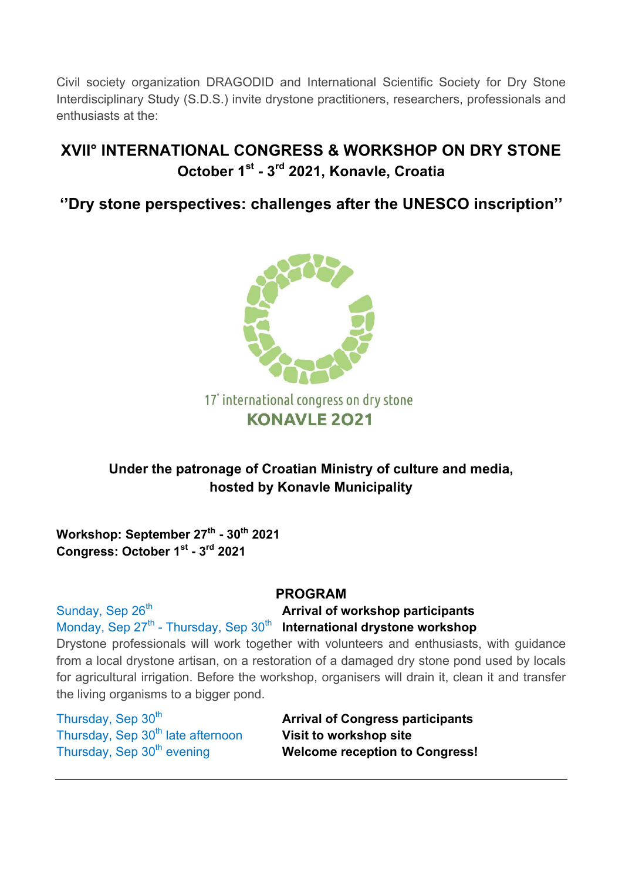Civil society organization DRAGODID and International Scientific Society for Dry Stone Interdisciplinary Study (S.D.S.) invite drystone practitioners, researchers, professionals and enthusiasts at the:

# XVII° INTERNATIONAL CONGRESS & WORKSHOP ON DRY STONE

## October 1st - 3rd 2021, Konavle, Croatia

## ''Dry stone perspectives: challenges after the UNESCO inscription''

17° international congress on dry stone

**KONAVLE 2021**

**Under the patronage of Croatian Ministry of culture and media, hosted by Konavle Municipality**

**Workshop: September 27th - 30th 2021**
**Congress: October 1st - 3rd 2021**

## PROGRAM

| | |
|---|---|
| Sunday, Sep 26th | **Arrival of workshop participants** |
| Monday, Sep 27th - Thursday, Sep 30th | **International drystone workshop** |

Drystone professionals will work together with volunteers and enthusiasts, with guidance from a local drystone artisan, on a restoration of a damaged dry stone pond used by locals for agricultural irrigation. Before the workshop, organisers will drain it, clean it and transfer the living organisms to a bigger pond.

| | |
|---|---|
| Thursday, Sep 30th | **Arrival of Congress participants** |
| Thursday, Sep 30th late afternoon | **Visit to workshop site** |
| Thursday, Sep 30th evening | **Welcome reception to Congress!** |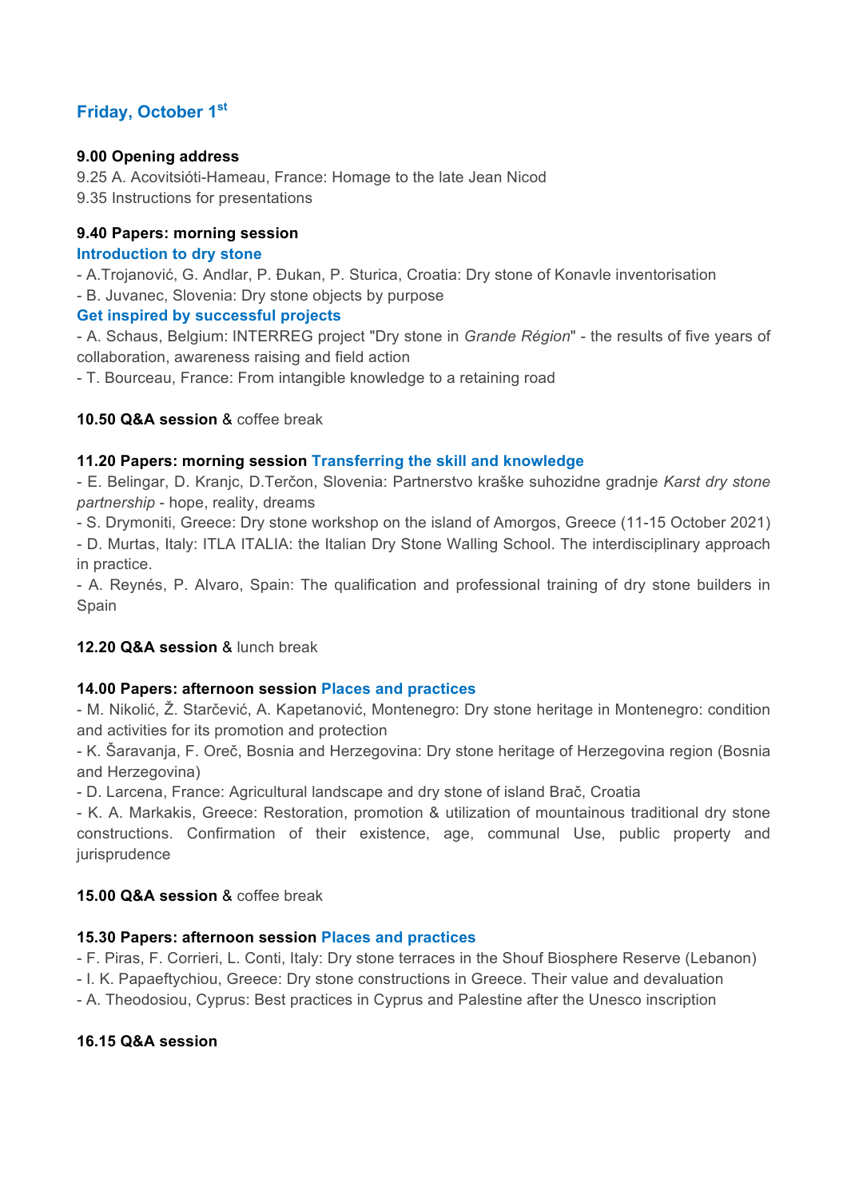## Friday, October 1st

**9.00 Opening address**

9.25 A. Acovitsióti-Hameau, France: Homage to the late Jean Nicod

9.35 Instructions for presentations

**9.40 Papers: morning session**

### Introduction to dry stone

- A.Trojanović, G. Andlar, P. Đukan, P. Sturica, Croatia: Dry stone of Konavle inventorisation
- B. Juvanec, Slovenia: Dry stone objects by purpose

### Get inspired by successful projects

- A. Schaus, Belgium: INTERREG project "Dry stone in *Grande Région*" - the results of five years of collaboration, awareness raising and field action
- T. Bourceau, France: From intangible knowledge to a retaining road

**10.50 Q&A session** & coffee break

**11.20 Papers: morning session Transferring the skill and knowledge**

- E. Belingar, D. Kranjc, D.Terčon, Slovenia: Partnerstvo kraške suhozidne gradnje *Karst dry stone partnership* - hope, reality, dreams
- S. Drymoniti, Greece: Dry stone workshop on the island of Amorgos, Greece (11-15 October 2021)
- D. Murtas, Italy: ITLA ITALIA: the Italian Dry Stone Walling School. The interdisciplinary approach in practice.
- A. Reynés, P. Alvaro, Spain: The qualification and professional training of dry stone builders in Spain

**12.20 Q&A session** & lunch break

**14.00 Papers: afternoon session Places and practices**

- M. Nikolić, Ž. Starčević, A. Kapetanović, Montenegro: Dry stone heritage in Montenegro: condition and activities for its promotion and protection
- K. Šaravanja, F. Oreč, Bosnia and Herzegovina: Dry stone heritage of Herzegovina region (Bosnia and Herzegovina)
- D. Larcena, France: Agricultural landscape and dry stone of island Brač, Croatia
- K. A. Markakis, Greece: Restoration, promotion & utilization of mountainous traditional dry stone constructions. Confirmation of their existence, age, communal Use, public property and jurisprudence

**15.00 Q&A session** & coffee break

**15.30 Papers: afternoon session Places and practices**

- F. Piras, F. Corrieri, L. Conti, Italy: Dry stone terraces in the Shouf Biosphere Reserve (Lebanon)
- I. K. Papaeftychiou, Greece: Dry stone constructions in Greece. Their value and devaluation
- A. Theodosiou, Cyprus: Best practices in Cyprus and Palestine after the Unesco inscription

**16.15 Q&A session**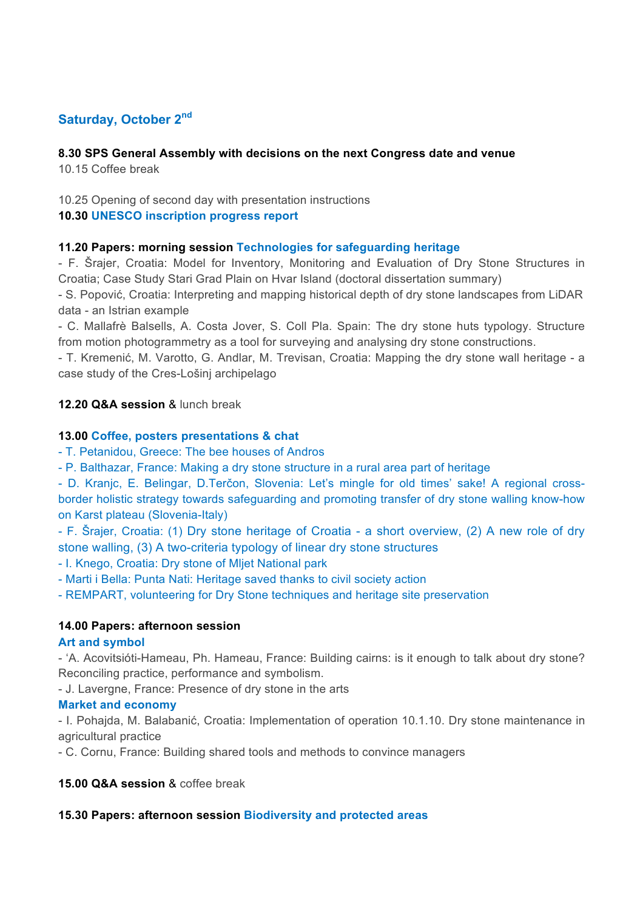## Saturday, October 2nd

**8.30 SPS General Assembly with decisions on the next Congress date and venue**
10.15 Coffee break

10.25 Opening of second day with presentation instructions
**10.30 UNESCO inscription progress report**

**11.20 Papers: morning session Technologies for safeguarding heritage**
- F. Šrajer, Croatia: Model for Inventory, Monitoring and Evaluation of Dry Stone Structures in Croatia; Case Study Stari Grad Plain on Hvar Island (doctoral dissertation summary)
- S. Popović, Croatia: Interpreting and mapping historical depth of dry stone landscapes from LiDAR data - an Istrian example
- C. Mallafrè Balsells, A. Costa Jover, S. Coll Pla. Spain: The dry stone huts typology. Structure from motion photogrammetry as a tool for surveying and analysing dry stone constructions.
- T. Kremenić, M. Varotto, G. Andlar, M. Trevisan, Croatia: Mapping the dry stone wall heritage - a case study of the Cres-Lošinj archipelago

**12.20 Q&A session** & lunch break

**13.00 Coffee, posters presentations & chat**
- T. Petanidou, Greece: The bee houses of Andros
- P. Balthazar, France: Making a dry stone structure in a rural area part of heritage
- D. Kranjc, E. Belingar, D.Terčon, Slovenia: Let's mingle for old times' sake! A regional cross-border holistic strategy towards safeguarding and promoting transfer of dry stone walling know-how on Karst plateau (Slovenia-Italy)
- F. Šrajer, Croatia: (1) Dry stone heritage of Croatia - a short overview, (2) A new role of dry stone walling, (3) A two-criteria typology of linear dry stone structures
- I. Knego, Croatia: Dry stone of Mljet National park
- Marti i Bella: Punta Nati: Heritage saved thanks to civil society action
- REMPART, volunteering for Dry Stone techniques and heritage site preservation

**14.00 Papers: afternoon session**

**Art and symbol**
- 'A. Acovitsióti-Hameau, Ph. Hameau, France: Building cairns: is it enough to talk about dry stone? Reconciling practice, performance and symbolism.
- J. Lavergne, France: Presence of dry stone in the arts

**Market and economy**
- I. Pohajda, M. Balabanić, Croatia: Implementation of operation 10.1.10. Dry stone maintenance in agricultural practice
- C. Cornu, France: Building shared tools and methods to convince managers

**15.00 Q&A session** & coffee break

**15.30 Papers: afternoon session Biodiversity and protected areas**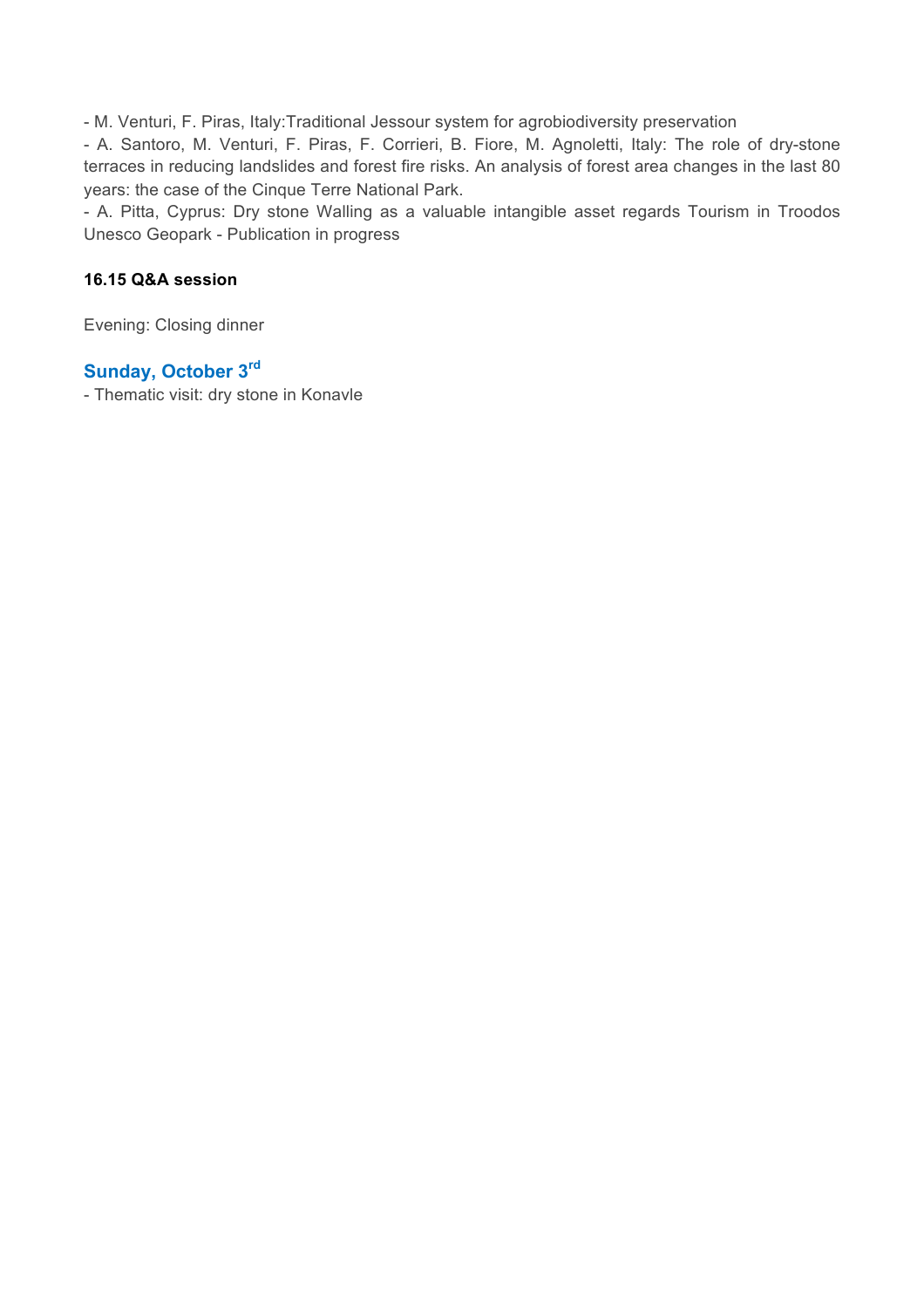- M. Venturi, F. Piras, Italy:Traditional Jessour system for agrobiodiversity preservation
- A. Santoro, M. Venturi, F. Piras, F. Corrieri, B. Fiore, M. Agnoletti, Italy: The role of dry-stone terraces in reducing landslides and forest fire risks. An analysis of forest area changes in the last 80 years: the case of the Cinque Terre National Park.
- A. Pitta, Cyprus: Dry stone Walling as a valuable intangible asset regards Tourism in Troodos Unesco Geopark - Publication in progress

**16.15 Q&A session**

Evening: Closing dinner

## Sunday, October 3rd

- Thematic visit: dry stone in Konavle